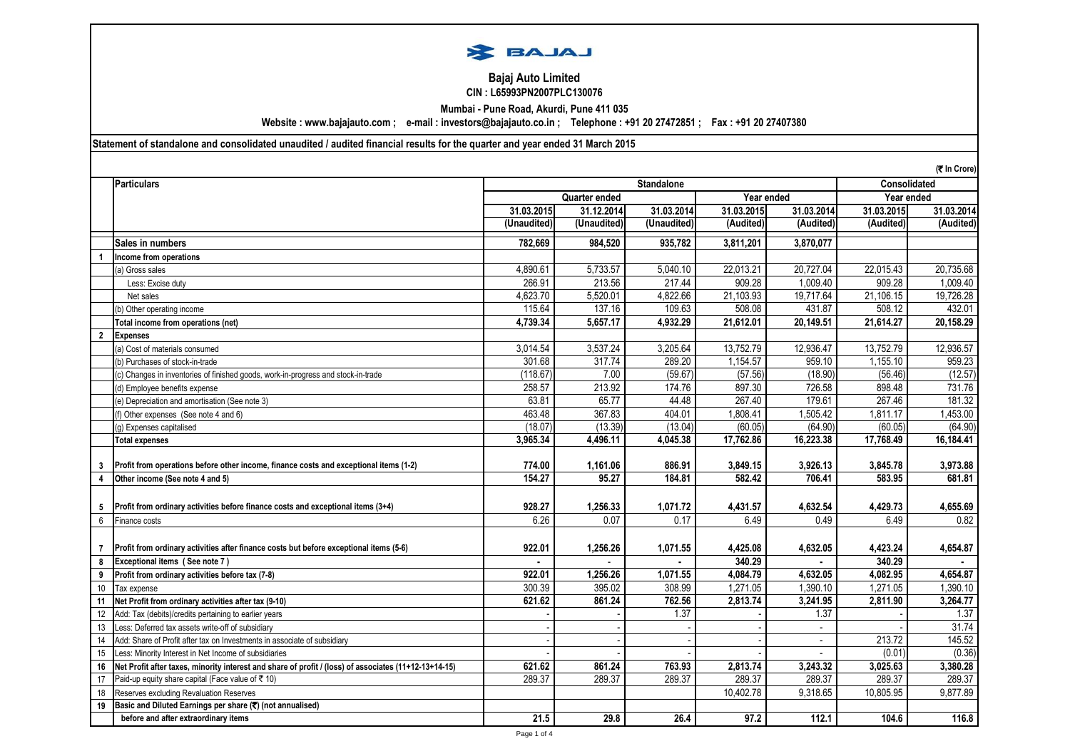# Bajaj Auto Limited

**CIN : L65993PN2007PLC130076**

**Mumbai - Pune Road, Akurdi, Pune 411 035**

**Website : www.bajajauto.com ; e-mail : investors@bajajauto.co.in ; Telephone : +91 20 27472851 ; Fax : +91 20 27407380**

**Statement of standalone and consolidated unaudited / audited financial results for the quarter and year ended 31 March 2015**

(₹ In Crore)

| | Particulars | Standalone | | | | | Consolidated | |
|---|---|---|---|---|---|---|---|---|
| | | Quarter ended | | | Year ended | | Year ended | |
| | | 31.03.2015 | 31.12.2014 | 31.03.2014 | 31.03.2015 | 31.03.2014 | 31.03.2015 | 31.03.2014 |
| | | (Unaudited) | (Unaudited) | (Unaudited) | (Audited) | (Audited) | (Audited) | (Audited) |
| | **Sales in numbers** | 782,669 | 984,520 | 935,782 | 3,811,201 | 3,870,077 | | |
| 1 | **Income from operations** | | | | | | | |
| | (a) Gross sales | 4,890.61 | 5,733.57 | 5,040.10 | 22,013.21 | 20,727.04 | 22,015.43 | 20,735.68 |
| | Less: Excise duty | 266.91 | 213.56 | 217.44 | 909.28 | 1,009.40 | 909.28 | 1,009.40 |
| | Net sales | 4,623.70 | 5,520.01 | 4,822.66 | 21,103.93 | 19,717.64 | 21,106.15 | 19,726.28 |
| | (b) Other operating income | 115.64 | 137.16 | 109.63 | 508.08 | 431.87 | 508.12 | 432.01 |
| | **Total income from operations (net)** | 4,739.34 | 5,657.17 | 4,932.29 | 21,612.01 | 20,149.51 | 21,614.27 | 20,158.29 |
| 2 | **Expenses** | | | | | | | |
| | (a) Cost of materials consumed | 3,014.54 | 3,537.24 | 3,205.64 | 13,752.79 | 12,936.47 | 13,752.79 | 12,936.57 |
| | (b) Purchases of stock-in-trade | 301.68 | 317.74 | 289.20 | 1,154.57 | 959.10 | 1,155.10 | 959.23 |
| | (c) Changes in inventories of finished goods, work-in-progress and stock-in-trade | (118.67) | 7.00 | (59.67) | (57.56) | (18.90) | (56.46) | (12.57) |
| | (d) Employee benefits expense | 258.57 | 213.92 | 174.76 | 897.30 | 726.58 | 898.48 | 731.76 |
| | (e) Depreciation and amortisation (See note 3) | 63.81 | 65.77 | 44.48 | 267.40 | 179.61 | 267.46 | 181.32 |
| | (f) Other expenses (See note 4 and 6) | 463.48 | 367.83 | 404.01 | 1,808.41 | 1,505.42 | 1,811.17 | 1,453.00 |
| | (g) Expenses capitalised | (18.07) | (13.39) | (13.04) | (60.05) | (64.90) | (60.05) | (64.90) |
| | **Total expenses** | 3,965.34 | 4,496.11 | 4,045.38 | 17,762.86 | 16,223.38 | 17,768.49 | 16,184.41 |
| 3 | **Profit from operations before other income, finance costs and exceptional items (1-2)** | 774.00 | 1,161.06 | 886.91 | 3,849.15 | 3,926.13 | 3,845.78 | 3,973.88 |
| 4 | **Other income (See note 4 and 5)** | 154.27 | 95.27 | 184.81 | 582.42 | 706.41 | 583.95 | 681.81 |
| 5 | **Profit from ordinary activities before finance costs and exceptional items (3+4)** | 928.27 | 1,256.33 | 1,071.72 | 4,431.57 | 4,632.54 | 4,429.73 | 4,655.69 |
| 6 | Finance costs | 6.26 | 0.07 | 0.17 | 6.49 | 0.49 | 6.49 | 0.82 |
| 7 | **Profit from ordinary activities after finance costs but before exceptional items (5-6)** | 922.01 | 1,256.26 | 1,071.55 | 4,425.08 | 4,632.05 | 4,423.24 | 4,654.87 |
| 8 | **Exceptional items ( See note 7 )** | - | - | - | 340.29 | - | 340.29 | - |
| 9 | **Profit from ordinary activities before tax (7-8)** | 922.01 | 1,256.26 | 1,071.55 | 4,084.79 | 4,632.05 | 4,082.95 | 4,654.87 |
| 10 | Tax expense | 300.39 | 395.02 | 308.99 | 1,271.05 | 1,390.10 | 1,271.05 | 1,390.10 |
| 11 | **Net Profit from ordinary activities after tax (9-10)** | 621.62 | 861.24 | 762.56 | 2,813.74 | 3,241.95 | 2,811.90 | 3,264.77 |
| 12 | Add: Tax (debits)/credits pertaining to earlier years | - | - | 1.37 | - | 1.37 | - | 1.37 |
| 13 | Less: Deferred tax assets write-off of subsidiary | - | - | - | - | - | - | 31.74 |
| 14 | Add: Share of Profit after tax on Investments in associate of subsidiary | - | - | - | - | - | 213.72 | 145.52 |
| 15 | Less: Minority Interest in Net Income of subsidiaries | - | - | - | - | - | (0.01) | (0.36) |
| 16 | **Net Profit after taxes, minority interest and share of profit / (loss) of associates (11+12-13+14-15)** | 621.62 | 861.24 | 763.93 | 2,813.74 | 3,243.32 | 3,025.63 | 3,380.28 |
| 17 | Paid-up equity share capital (Face value of ₹ 10) | 289.37 | 289.37 | 289.37 | 289.37 | 289.37 | 289.37 | 289.37 |
| 18 | Reserves excluding Revaluation Reserves | | | | 10,402.78 | 9,318.65 | 10,805.95 | 9,877.89 |
| 19 | **Basic and Diluted Earnings per share (₹) (not annualised)** | | | | | | | |
| | **before and after extraordinary items** | 21.5 | 29.8 | 26.4 | 97.2 | 112.1 | 104.6 | 116.8 |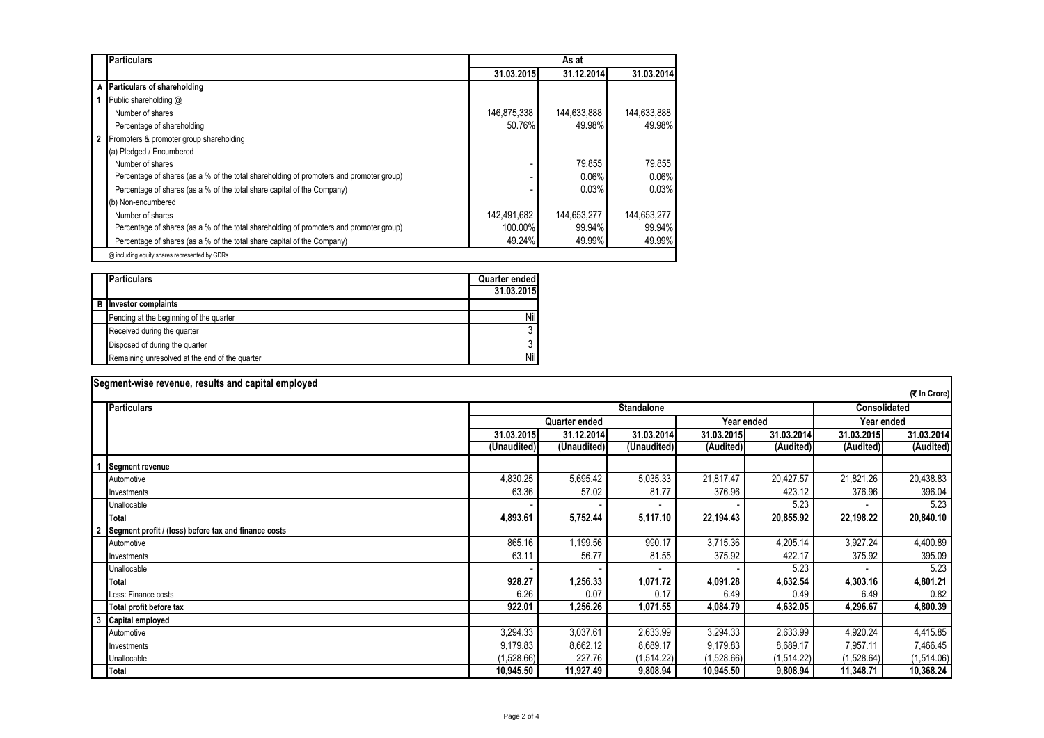| | Particulars | As at | | |
|---|---|---|---|---|
| | | 31.03.2015 | 31.12.2014 | 31.03.2014 |
| A | Particulars of shareholding | | | |
| 1 | Public shareholding @ | | | |
| | Number of shares | 146,875,338 | 144,633,888 | 144,633,888 |
| | Percentage of shareholding | 50.76% | 49.98% | 49.98% |
| 2 | Promoters & promoter group shareholding | | | |
| | (a) Pledged / Encumbered | | | |
| | Number of shares | - | 79,855 | 79,855 |
| | Percentage of shares (as a % of the total shareholding of promoters and promoter group) | - | 0.06% | 0.06% |
| | Percentage of shares (as a % of the total share capital of the Company) | - | 0.03% | 0.03% |
| | (b) Non-encumbered | | | |
| | Number of shares | 142,491,682 | 144,653,277 | 144,653,277 |
| | Percentage of shares (as a % of the total shareholding of promoters and promoter group) | 100.00% | 99.94% | 99.94% |
| | Percentage of shares (as a % of the total share capital of the Company) | 49.24% | 49.99% | 49.99% |

@ including equity shares represented by GDRs.

| | Particulars | Quarter ended |
|---|---|---|
| | | 31.03.2015 |
| B | Investor complaints | |
| | Pending at the beginning of the quarter | Nil |
| | Received during the quarter | 3 |
| | Disposed of during the quarter | 3 |
| | Remaining unresolved at the end of the quarter | Nil |

## Segment-wise revenue, results and capital employed

(₹ In Crore)

| | Particulars | Standalone | | | | | Consolidated | |
|---|---|---|---|---|---|---|---|---|
| | | Quarter ended | | | Year ended | | Year ended | |
| | | 31.03.2015 | 31.12.2014 | 31.03.2014 | 31.03.2015 | 31.03.2014 | 31.03.2015 | 31.03.2014 |
| | | (Unaudited) | (Unaudited) | (Unaudited) | (Audited) | (Audited) | (Audited) | (Audited) |
| 1 | Segment revenue | | | | | | | |
| | Automotive | 4,830.25 | 5,695.42 | 5,035.33 | 21,817.47 | 20,427.57 | 21,821.26 | 20,438.83 |
| | Investments | 63.36 | 57.02 | 81.77 | 376.96 | 423.12 | 376.96 | 396.04 |
| | Unallocable | - | - | - | - | 5.23 | - | 5.23 |
| | **Total** | **4,893.61** | **5,752.44** | **5,117.10** | **22,194.43** | **20,855.92** | **22,198.22** | **20,840.10** |
| 2 | Segment profit / (loss) before tax and finance costs | | | | | | | |
| | Automotive | 865.16 | 1,199.56 | 990.17 | 3,715.36 | 4,205.14 | 3,927.24 | 4,400.89 |
| | Investments | 63.11 | 56.77 | 81.55 | 375.92 | 422.17 | 375.92 | 395.09 |
| | Unallocable | - | - | - | - | 5.23 | - | 5.23 |
| | **Total** | **928.27** | **1,256.33** | **1,071.72** | **4,091.28** | **4,632.54** | **4,303.16** | **4,801.21** |
| | Less: Finance costs | 6.26 | 0.07 | 0.17 | 6.49 | 0.49 | 6.49 | 0.82 |
| | **Total profit before tax** | **922.01** | **1,256.26** | **1,071.55** | **4,084.79** | **4,632.05** | **4,296.67** | **4,800.39** |
| 3 | Capital employed | | | | | | | |
| | Automotive | 3,294.33 | 3,037.61 | 2,633.99 | 3,294.33 | 2,633.99 | 4,920.24 | 4,415.85 |
| | Investments | 9,179.83 | 8,662.12 | 8,689.17 | 9,179.83 | 8,689.17 | 7,957.11 | 7,466.45 |
| | Unallocable | (1,528.66) | 227.76 | (1,514.22) | (1,528.66) | (1,514.22) | (1,528.64) | (1,514.06) |
| | **Total** | **10,945.50** | **11,927.49** | **9,808.94** | **10,945.50** | **9,808.94** | **11,348.71** | **10,368.24** |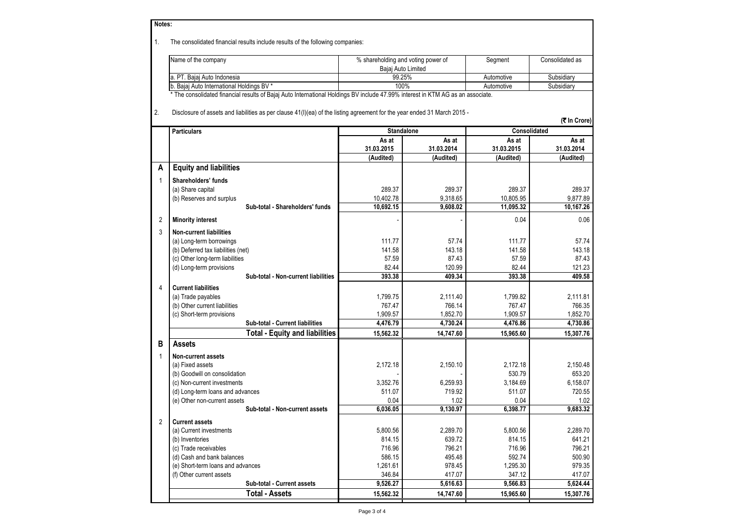**Notes:**

1. The consolidated financial results include results of the following companies:

| Name of the company | % shareholding and voting power of Bajaj Auto Limited | Segment | Consolidated as |
|---|---|---|---|
| a. PT. Bajaj Auto Indonesia | 99.25% | Automotive | Subsidiary |
| b. Bajaj Auto International Holdings BV * | 100% | Automotive | Subsidiary |

\* The consolidated financial results of Bajaj Auto International Holdings BV include 47.99% interest in KTM AG as an associate.

2. Disclosure of assets and liabilities as per clause 41(I)(ea) of the listing agreement for the year ended 31 March 2015 -

(₹ In Crore)

| | Particulars | Standalone | | Consolidated | |
|---|---|---|---|---|---|
| | | As at 31.03.2015 (Audited) | As at 31.03.2014 (Audited) | As at 31.03.2015 (Audited) | As at 31.03.2014 (Audited) |
| **A** | **Equity and liabilities** | | | | |
| 1 | **Shareholders' funds** | | | | |
| | (a) Share capital | 289.37 | 289.37 | 289.37 | 289.37 |
| | (b) Reserves and surplus | 10,402.78 | 9,318.65 | 10,805.95 | 9,877.89 |
| | **Sub-total - Shareholders' funds** | **10,692.15** | **9,608.02** | **11,095.32** | **10,167.26** |
| 2 | **Minority interest** | - | - | 0.04 | 0.06 |
| 3 | **Non-current liabilities** | | | | |
| | (a) Long-term borrowings | 111.77 | 57.74 | 111.77 | 57.74 |
| | (b) Deferred tax liabilities (net) | 141.58 | 143.18 | 141.58 | 143.18 |
| | (c) Other long-term liabilities | 57.59 | 87.43 | 57.59 | 87.43 |
| | (d) Long-term provisions | 82.44 | 120.99 | 82.44 | 121.23 |
| | **Sub-total - Non-current liabilities** | **393.38** | **409.34** | **393.38** | **409.58** |
| 4 | **Current liabilities** | | | | |
| | (a) Trade payables | 1,799.75 | 2,111.40 | 1,799.82 | 2,111.81 |
| | (b) Other current liabilities | 767.47 | 766.14 | 767.47 | 766.35 |
| | (c) Short-term provisions | 1,909.57 | 1,852.70 | 1,909.57 | 1,852.70 |
| | **Sub-total - Current liabilities** | **4,476.79** | **4,730.24** | **4,476.86** | **4,730.86** |
| | **Total - Equity and liabilities** | **15,562.32** | **14,747.60** | **15,965.60** | **15,307.76** |
| **B** | **Assets** | | | | |
| 1 | **Non-current assets** | | | | |
| | (a) Fixed assets | 2,172.18 | 2,150.10 | 2,172.18 | 2,150.48 |
| | (b) Goodwill on consolidation | - | - | 530.79 | 653.20 |
| | (c) Non-current investments | 3,352.76 | 6,259.93 | 3,184.69 | 6,158.07 |
| | (d) Long-term loans and advances | 511.07 | 719.92 | 511.07 | 720.55 |
| | (e) Other non-current assets | 0.04 | 1.02 | 0.04 | 1.02 |
| | **Sub-total - Non-current assets** | **6,036.05** | **9,130.97** | **6,398.77** | **9,683.32** |
| 2 | **Current assets** | | | | |
| | (a) Current investments | 5,800.56 | 2,289.70 | 5,800.56 | 2,289.70 |
| | (b) Inventories | 814.15 | 639.72 | 814.15 | 641.21 |
| | (c) Trade receivables | 716.96 | 796.21 | 716.96 | 796.21 |
| | (d) Cash and bank balances | 586.15 | 495.48 | 592.74 | 500.90 |
| | (e) Short-term loans and advances | 1,261.61 | 978.45 | 1,295.30 | 979.35 |
| | (f) Other current assets | 346.84 | 417.07 | 347.12 | 417.07 |
| | **Sub-total - Current assets** | **9,526.27** | **5,616.63** | **9,566.83** | **5,624.44** |
| | **Total - Assets** | **15,562.32** | **14,747.60** | **15,965.60** | **15,307.76** |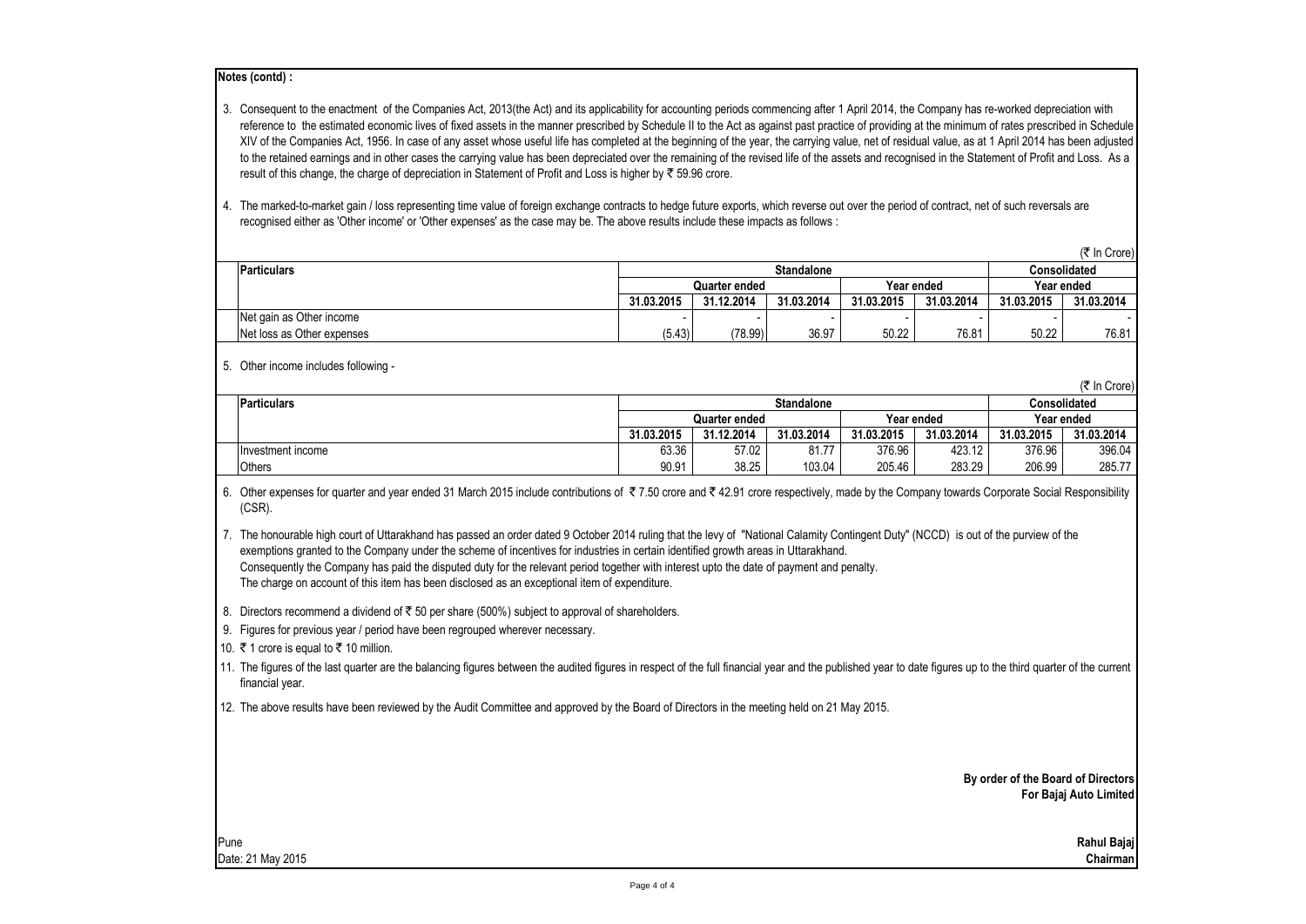**Notes (contd) :**

3. Consequent to the enactment of the Companies Act, 2013(the Act) and its applicability for accounting periods commencing after 1 April 2014, the Company has re-worked depreciation with reference to the estimated economic lives of fixed assets in the manner prescribed by Schedule II to the Act as against past practice of providing at the minimum of rates prescribed in Schedule XIV of the Companies Act, 1956. In case of any asset whose useful life has completed at the beginning of the year, the carrying value, net of residual value, as at 1 April 2014 has been adjusted to the retained earnings and in other cases the carrying value has been depreciated over the remaining of the revised life of the assets and recognised in the Statement of Profit and Loss. As a result of this change, the charge of depreciation in Statement of Profit and Loss is higher by ₹ 59.96 crore.

4. The marked-to-market gain / loss representing time value of foreign exchange contracts to hedge future exports, which reverse out over the period of contract, net of such reversals are recognised either as 'Other income' or 'Other expenses' as the case may be. The above results include these impacts as follows :

(₹ In Crore)

| Particulars | Standalone | | | | | Consolidated | |
|---|---|---|---|---|---|---|---|
| | Quarter ended | | | Year ended | | Year ended | |
| | 31.03.2015 | 31.12.2014 | 31.03.2014 | 31.03.2015 | 31.03.2014 | 31.03.2015 | 31.03.2014 |
| Net gain as Other income | - | - | - | - | - | - | - |
| Net loss as Other expenses | (5.43) | (78.99) | 36.97 | 50.22 | 76.81 | 50.22 | 76.81 |

5. Other income includes following -

(₹ In Crore)

| Particulars | Standalone | | | | | Consolidated | |
|---|---|---|---|---|---|---|---|
| | Quarter ended | | | Year ended | | Year ended | |
| | 31.03.2015 | 31.12.2014 | 31.03.2014 | 31.03.2015 | 31.03.2014 | 31.03.2015 | 31.03.2014 |
| Investment income | 63.36 | 57.02 | 81.77 | 376.96 | 423.12 | 376.96 | 396.04 |
| Others | 90.91 | 38.25 | 103.04 | 205.46 | 283.29 | 206.99 | 285.77 |

6. Other expenses for quarter and year ended 31 March 2015 include contributions of ₹ 7.50 crore and ₹ 42.91 crore respectively, made by the Company towards Corporate Social Responsibility (CSR).

7. The honourable high court of Uttarakhand has passed an order dated 9 October 2014 ruling that the levy of "National Calamity Contingent Duty" (NCCD) is out of the purview of the exemptions granted to the Company under the scheme of incentives for industries in certain identified growth areas in Uttarakhand.
Consequently the Company has paid the disputed duty for the relevant period together with interest upto the date of payment and penalty.
The charge on account of this item has been disclosed as an exceptional item of expenditure.

8. Directors recommend a dividend of ₹ 50 per share (500%) subject to approval of shareholders.

9. Figures for previous year / period have been regrouped wherever necessary.

10. ₹ 1 crore is equal to ₹ 10 million.

11. The figures of the last quarter are the balancing figures between the audited figures in respect of the full financial year and the published year to date figures up to the third quarter of the current financial year.

12. The above results have been reviewed by the Audit Committee and approved by the Board of Directors in the meeting held on 21 May 2015.

**By order of the Board of Directors**
**For Bajaj Auto Limited**

Pune
Date: 21 May 2015

**Rahul Bajaj**
**Chairman**